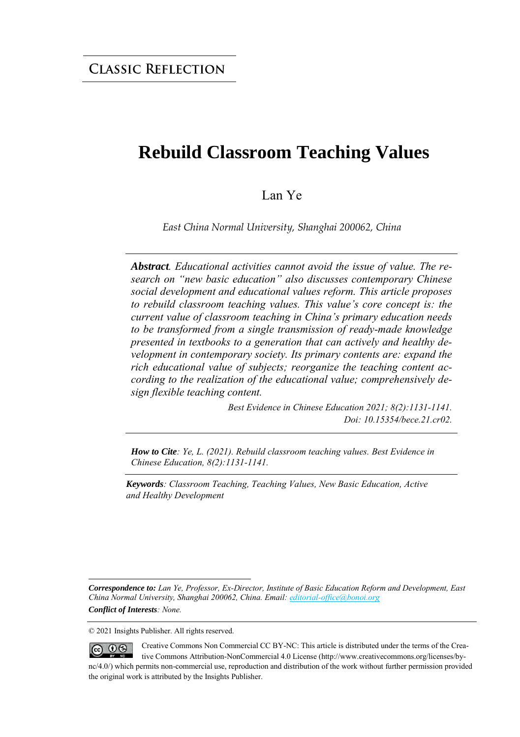**CLASSIC REFLECTION**

# Rebuild Classroom Teaching Values

Lan Ye

*East China Normal University, Shanghai 200062, China*

***Abstract****. Educational activities cannot avoid the issue of value. The research on "new basic education" also discusses contemporary Chinese social development and educational values reform. This article proposes to rebuild classroom teaching values. This value's core concept is: the current value of classroom teaching in China's primary education needs to be transformed from a single transmission of ready-made knowledge presented in textbooks to a generation that can actively and healthy development in contemporary society. Its primary contents are: expand the rich educational value of subjects; reorganize the teaching content according to the realization of the educational value; comprehensively design flexible teaching content.*

*Best Evidence in Chinese Education 2021; 8(2):1131-1141.*
*Doi: 10.15354/bece.21.cr02.*

***How to Cite****: Ye, L. (2021). Rebuild classroom teaching values. Best Evidence in Chinese Education, 8(2):1131-1141.*

***Keywords****: Classroom Teaching, Teaching Values, New Basic Education, Active and Healthy Development*

***Correspondence to:*** *Lan Ye, Professor, Ex-Director, Institute of Basic Education Reform and Development, East China Normal University, Shanghai 200062, China. Email: editorial-office@bonoi.org*

***Conflict of Interests****: None.*

© 2021 Insights Publisher. All rights reserved.

Creative Commons Non Commercial CC BY-NC: This article is distributed under the terms of the Creative Commons Attribution-NonCommercial 4.0 License (http://www.creativecommons.org/licenses/by-nc/4.0/) which permits non-commercial use, reproduction and distribution of the work without further permission provided the original work is attributed by the Insights Publisher.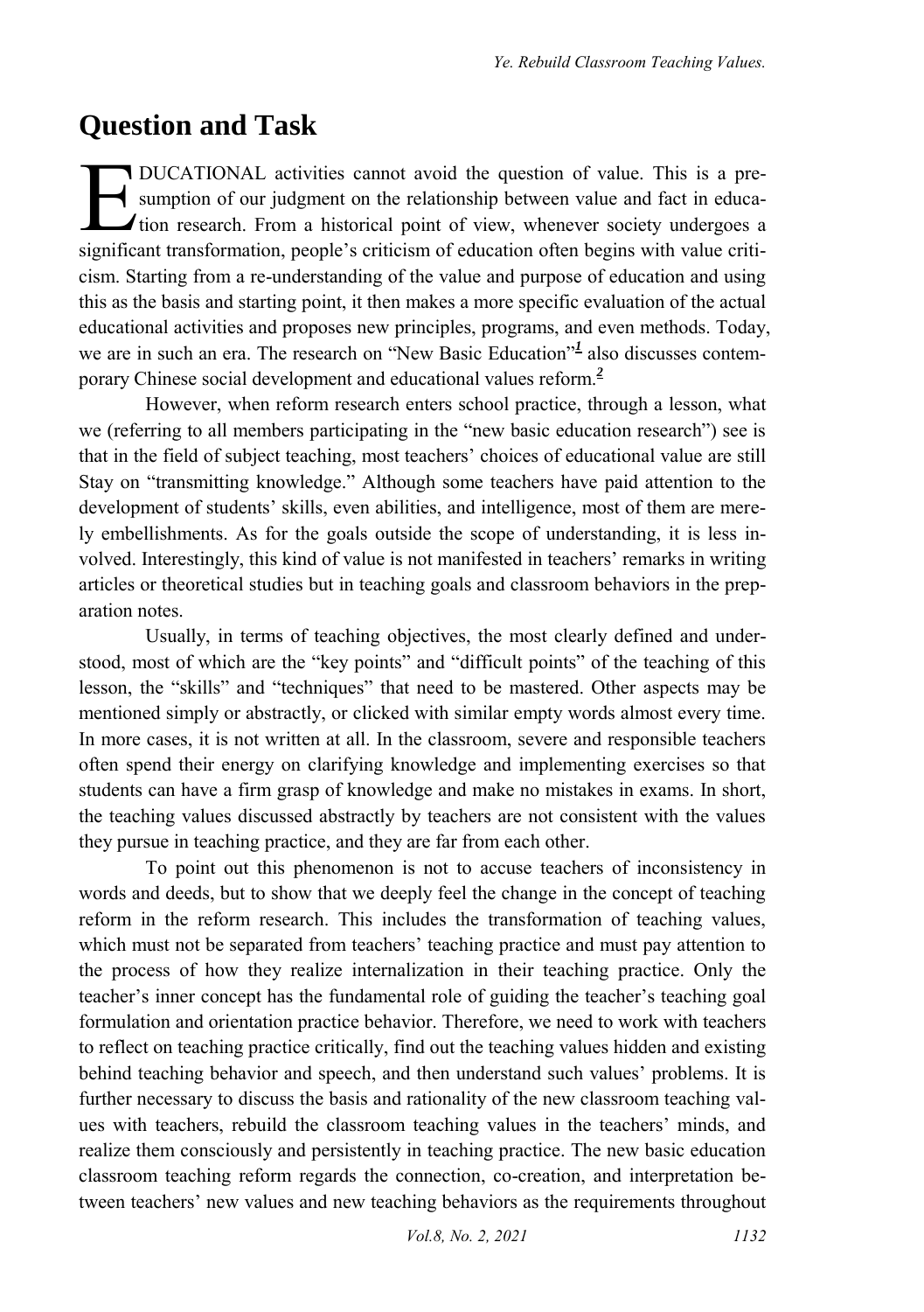## Question and Task

EDUCATIONAL activities cannot avoid the question of value. This is a presumption of our judgment on the relationship between value and fact in education research. From a historical point of view, whenever society undergoes a significant transformation, people's criticism of education often begins with value criticism. Starting from a re-understanding of the value and purpose of education and using this as the basis and starting point, it then makes a more specific evaluation of the actual educational activities and proposes new principles, programs, and even methods. Today, we are in such an era. The research on "New Basic Education"[1] also discusses contemporary Chinese social development and educational values reform.[2]

However, when reform research enters school practice, through a lesson, what we (referring to all members participating in the "new basic education research") see is that in the field of subject teaching, most teachers' choices of educational value are still Stay on "transmitting knowledge." Although some teachers have paid attention to the development of students' skills, even abilities, and intelligence, most of them are merely embellishments. As for the goals outside the scope of understanding, it is less involved. Interestingly, this kind of value is not manifested in teachers' remarks in writing articles or theoretical studies but in teaching goals and classroom behaviors in the preparation notes.

Usually, in terms of teaching objectives, the most clearly defined and understood, most of which are the "key points" and "difficult points" of the teaching of this lesson, the "skills" and "techniques" that need to be mastered. Other aspects may be mentioned simply or abstractly, or clicked with similar empty words almost every time. In more cases, it is not written at all. In the classroom, severe and responsible teachers often spend their energy on clarifying knowledge and implementing exercises so that students can have a firm grasp of knowledge and make no mistakes in exams. In short, the teaching values discussed abstractly by teachers are not consistent with the values they pursue in teaching practice, and they are far from each other.

To point out this phenomenon is not to accuse teachers of inconsistency in words and deeds, but to show that we deeply feel the change in the concept of teaching reform in the reform research. This includes the transformation of teaching values, which must not be separated from teachers' teaching practice and must pay attention to the process of how they realize internalization in their teaching practice. Only the teacher's inner concept has the fundamental role of guiding the teacher's teaching goal formulation and orientation practice behavior. Therefore, we need to work with teachers to reflect on teaching practice critically, find out the teaching values hidden and existing behind teaching behavior and speech, and then understand such values' problems. It is further necessary to discuss the basis and rationality of the new classroom teaching values with teachers, rebuild the classroom teaching values in the teachers' minds, and realize them consciously and persistently in teaching practice. The new basic education classroom teaching reform regards the connection, co-creation, and interpretation between teachers' new values and new teaching behaviors as the requirements throughout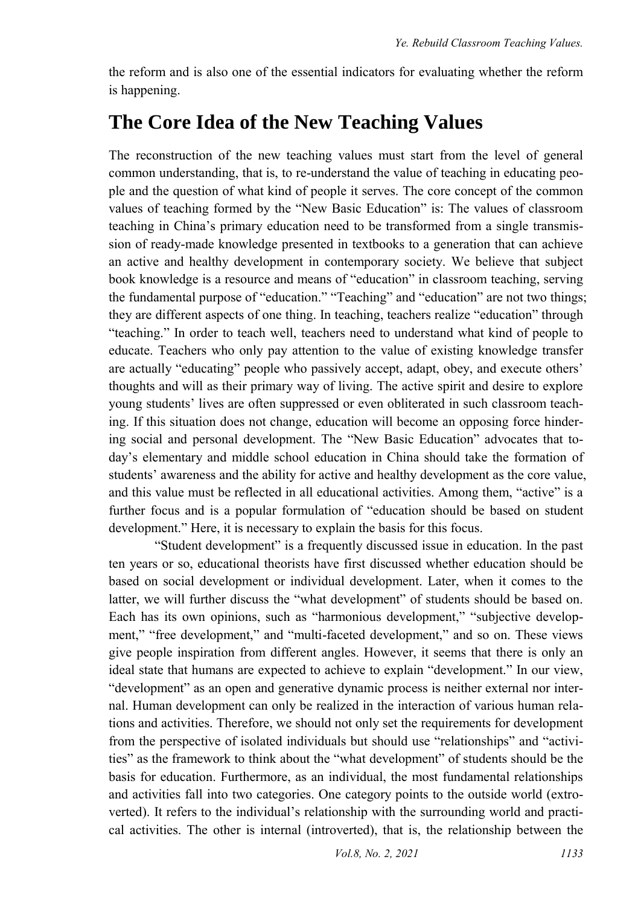the reform and is also one of the essential indicators for evaluating whether the reform is happening.

## The Core Idea of the New Teaching Values

The reconstruction of the new teaching values must start from the level of general common understanding, that is, to re-understand the value of teaching in educating people and the question of what kind of people it serves. The core concept of the common values of teaching formed by the "New Basic Education" is: The values of classroom teaching in China's primary education need to be transformed from a single transmission of ready-made knowledge presented in textbooks to a generation that can achieve an active and healthy development in contemporary society. We believe that subject book knowledge is a resource and means of "education" in classroom teaching, serving the fundamental purpose of "education." "Teaching" and "education" are not two things; they are different aspects of one thing. In teaching, teachers realize "education" through "teaching." In order to teach well, teachers need to understand what kind of people to educate. Teachers who only pay attention to the value of existing knowledge transfer are actually "educating" people who passively accept, adapt, obey, and execute others' thoughts and will as their primary way of living. The active spirit and desire to explore young students' lives are often suppressed or even obliterated in such classroom teaching. If this situation does not change, education will become an opposing force hindering social and personal development. The "New Basic Education" advocates that today's elementary and middle school education in China should take the formation of students' awareness and the ability for active and healthy development as the core value, and this value must be reflected in all educational activities. Among them, "active" is a further focus and is a popular formulation of "education should be based on student development." Here, it is necessary to explain the basis for this focus.

"Student development" is a frequently discussed issue in education. In the past ten years or so, educational theorists have first discussed whether education should be based on social development or individual development. Later, when it comes to the latter, we will further discuss the "what development" of students should be based on. Each has its own opinions, such as "harmonious development," "subjective development," "free development," and "multi-faceted development," and so on. These views give people inspiration from different angles. However, it seems that there is only an ideal state that humans are expected to achieve to explain "development." In our view, "development" as an open and generative dynamic process is neither external nor internal. Human development can only be realized in the interaction of various human relations and activities. Therefore, we should not only set the requirements for development from the perspective of isolated individuals but should use "relationships" and "activities" as the framework to think about the "what development" of students should be the basis for education. Furthermore, as an individual, the most fundamental relationships and activities fall into two categories. One category points to the outside world (extroverted). It refers to the individual's relationship with the surrounding world and practical activities. The other is internal (introverted), that is, the relationship between the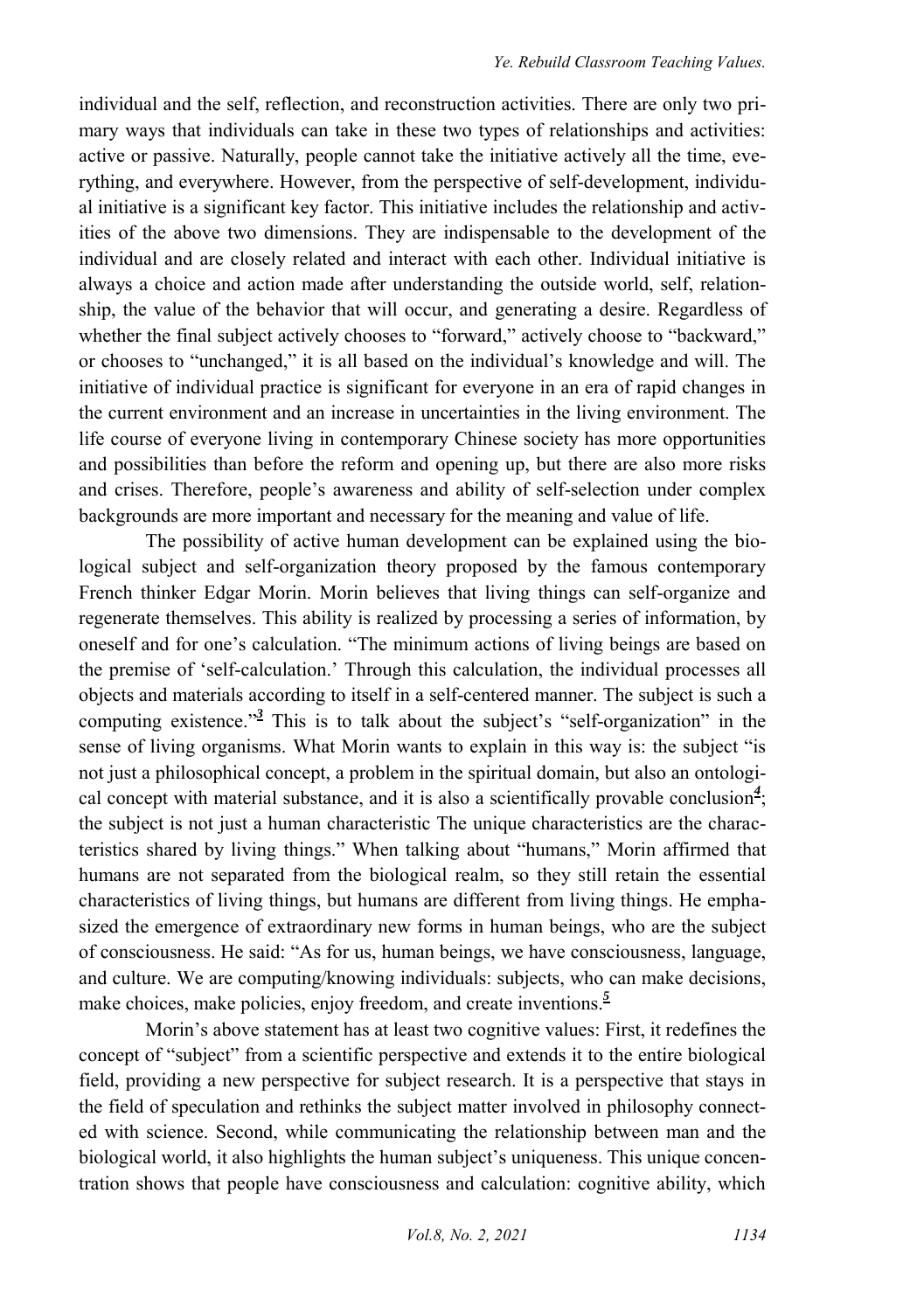individual and the self, reflection, and reconstruction activities. There are only two primary ways that individuals can take in these two types of relationships and activities: active or passive. Naturally, people cannot take the initiative actively all the time, everything, and everywhere. However, from the perspective of self-development, individual initiative is a significant key factor. This initiative includes the relationship and activities of the above two dimensions. They are indispensable to the development of the individual and are closely related and interact with each other. Individual initiative is always a choice and action made after understanding the outside world, self, relationship, the value of the behavior that will occur, and generating a desire. Regardless of whether the final subject actively chooses to "forward," actively choose to "backward," or chooses to "unchanged," it is all based on the individual's knowledge and will. The initiative of individual practice is significant for everyone in an era of rapid changes in the current environment and an increase in uncertainties in the living environment. The life course of everyone living in contemporary Chinese society has more opportunities and possibilities than before the reform and opening up, but there are also more risks and crises. Therefore, people's awareness and ability of self-selection under complex backgrounds are more important and necessary for the meaning and value of life.

The possibility of active human development can be explained using the biological subject and self-organization theory proposed by the famous contemporary French thinker Edgar Morin. Morin believes that living things can self-organize and regenerate themselves. This ability is realized by processing a series of information, by oneself and for one's calculation. "The minimum actions of living beings are based on the premise of 'self-calculation.' Through this calculation, the individual processes all objects and materials according to itself in a self-centered manner. The subject is such a computing existence."[3] This is to talk about the subject's "self-organization" in the sense of living organisms. What Morin wants to explain in this way is: the subject "is not just a philosophical concept, a problem in the spiritual domain, but also an ontological concept with material substance, and it is also a scientifically provable conclusion[4]; the subject is not just a human characteristic The unique characteristics are the characteristics shared by living things." When talking about "humans," Morin affirmed that humans are not separated from the biological realm, so they still retain the essential characteristics of living things, but humans are different from living things. He emphasized the emergence of extraordinary new forms in human beings, who are the subject of consciousness. He said: "As for us, human beings, we have consciousness, language, and culture. We are computing/knowing individuals: subjects, who can make decisions, make choices, make policies, enjoy freedom, and create inventions.[5]

Morin's above statement has at least two cognitive values: First, it redefines the concept of "subject" from a scientific perspective and extends it to the entire biological field, providing a new perspective for subject research. It is a perspective that stays in the field of speculation and rethinks the subject matter involved in philosophy connected with science. Second, while communicating the relationship between man and the biological world, it also highlights the human subject's uniqueness. This unique concentration shows that people have consciousness and calculation: cognitive ability, which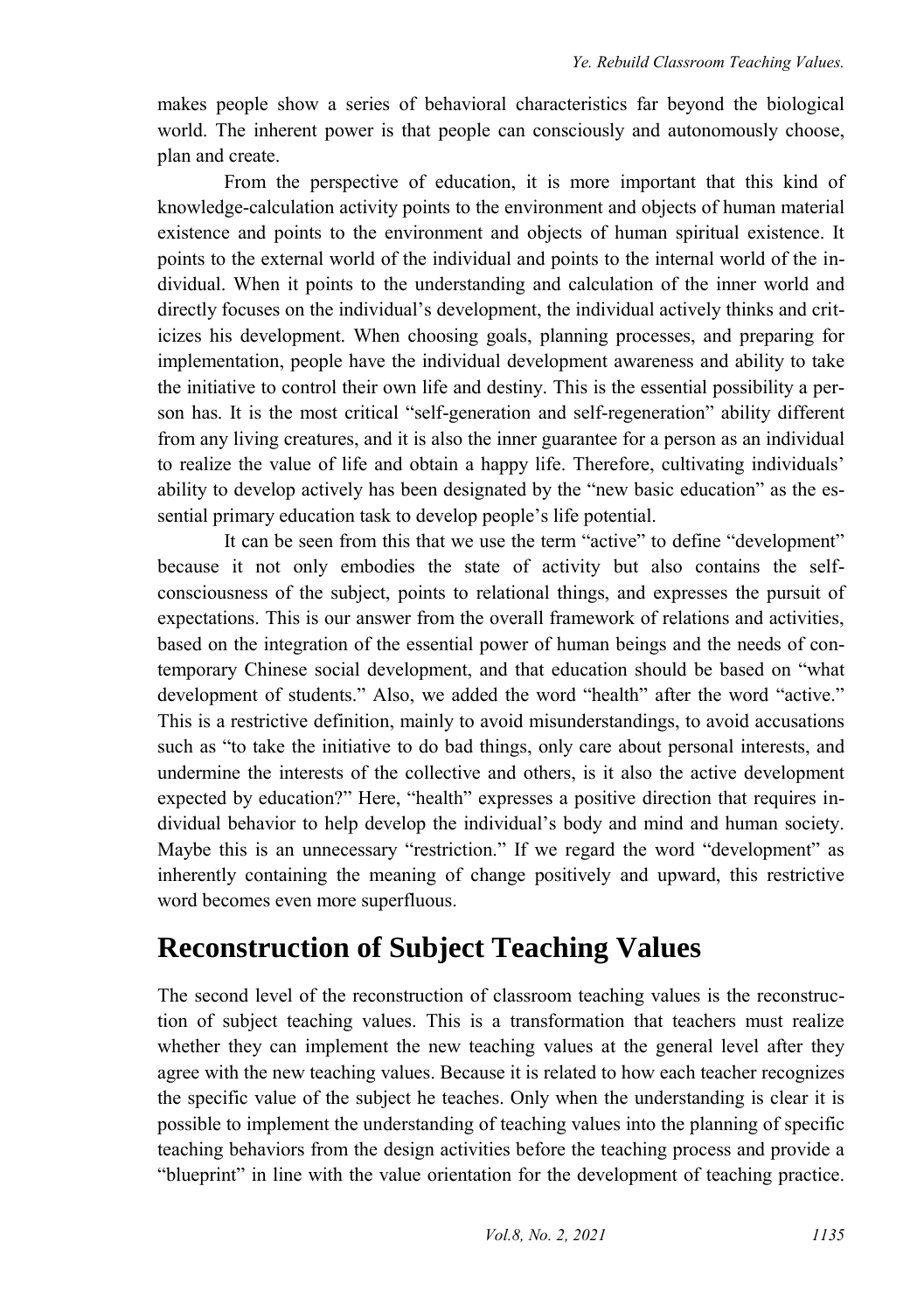makes people show a series of behavioral characteristics far beyond the biological world. The inherent power is that people can consciously and autonomously choose, plan and create.

From the perspective of education, it is more important that this kind of knowledge-calculation activity points to the environment and objects of human material existence and points to the environment and objects of human spiritual existence. It points to the external world of the individual and points to the internal world of the individual. When it points to the understanding and calculation of the inner world and directly focuses on the individual's development, the individual actively thinks and criticizes his development. When choosing goals, planning processes, and preparing for implementation, people have the individual development awareness and ability to take the initiative to control their own life and destiny. This is the essential possibility a person has. It is the most critical "self-generation and self-regeneration" ability different from any living creatures, and it is also the inner guarantee for a person as an individual to realize the value of life and obtain a happy life. Therefore, cultivating individuals' ability to develop actively has been designated by the "new basic education" as the essential primary education task to develop people's life potential.

It can be seen from this that we use the term "active" to define "development" because it not only embodies the state of activity but also contains the self-consciousness of the subject, points to relational things, and expresses the pursuit of expectations. This is our answer from the overall framework of relations and activities, based on the integration of the essential power of human beings and the needs of contemporary Chinese social development, and that education should be based on "what development of students." Also, we added the word "health" after the word "active." This is a restrictive definition, mainly to avoid misunderstandings, to avoid accusations such as "to take the initiative to do bad things, only care about personal interests, and undermine the interests of the collective and others, is it also the active development expected by education?" Here, "health" expresses a positive direction that requires individual behavior to help develop the individual's body and mind and human society. Maybe this is an unnecessary "restriction." If we regard the word "development" as inherently containing the meaning of change positively and upward, this restrictive word becomes even more superfluous.

## Reconstruction of Subject Teaching Values

The second level of the reconstruction of classroom teaching values is the reconstruction of subject teaching values. This is a transformation that teachers must realize whether they can implement the new teaching values at the general level after they agree with the new teaching values. Because it is related to how each teacher recognizes the specific value of the subject he teaches. Only when the understanding is clear it is possible to implement the understanding of teaching values into the planning of specific teaching behaviors from the design activities before the teaching process and provide a "blueprint" in line with the value orientation for the development of teaching practice.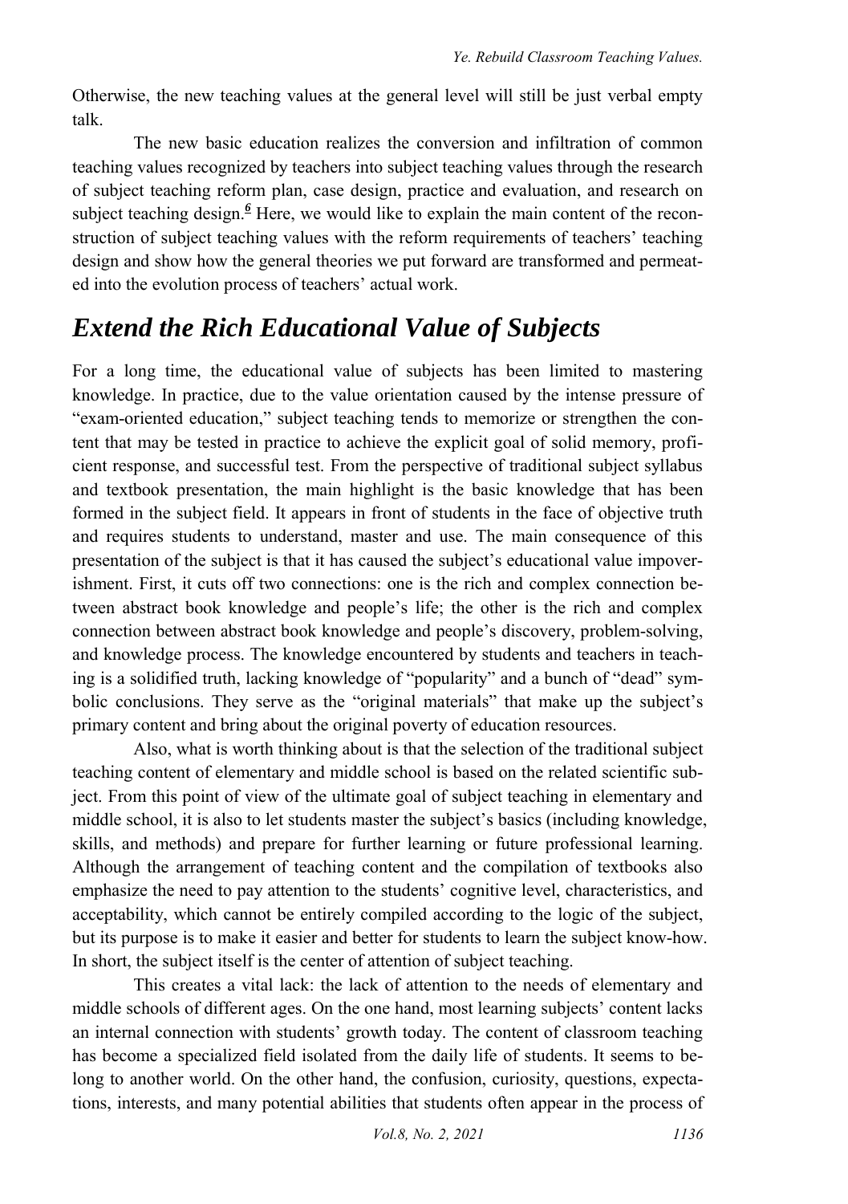Otherwise, the new teaching values at the general level will still be just verbal empty talk.

The new basic education realizes the conversion and infiltration of common teaching values recognized by teachers into subject teaching values through the research of subject teaching reform plan, case design, practice and evaluation, and research on subject teaching design.[6] Here, we would like to explain the main content of the reconstruction of subject teaching values with the reform requirements of teachers' teaching design and show how the general theories we put forward are transformed and permeated into the evolution process of teachers' actual work.

## *Extend the Rich Educational Value of Subjects*

For a long time, the educational value of subjects has been limited to mastering knowledge. In practice, due to the value orientation caused by the intense pressure of "exam-oriented education," subject teaching tends to memorize or strengthen the content that may be tested in practice to achieve the explicit goal of solid memory, proficient response, and successful test. From the perspective of traditional subject syllabus and textbook presentation, the main highlight is the basic knowledge that has been formed in the subject field. It appears in front of students in the face of objective truth and requires students to understand, master and use. The main consequence of this presentation of the subject is that it has caused the subject's educational value impoverishment. First, it cuts off two connections: one is the rich and complex connection between abstract book knowledge and people's life; the other is the rich and complex connection between abstract book knowledge and people's discovery, problem-solving, and knowledge process. The knowledge encountered by students and teachers in teaching is a solidified truth, lacking knowledge of "popularity" and a bunch of "dead" symbolic conclusions. They serve as the "original materials" that make up the subject's primary content and bring about the original poverty of education resources.

Also, what is worth thinking about is that the selection of the traditional subject teaching content of elementary and middle school is based on the related scientific subject. From this point of view of the ultimate goal of subject teaching in elementary and middle school, it is also to let students master the subject's basics (including knowledge, skills, and methods) and prepare for further learning or future professional learning. Although the arrangement of teaching content and the compilation of textbooks also emphasize the need to pay attention to the students' cognitive level, characteristics, and acceptability, which cannot be entirely compiled according to the logic of the subject, but its purpose is to make it easier and better for students to learn the subject know-how. In short, the subject itself is the center of attention of subject teaching.

This creates a vital lack: the lack of attention to the needs of elementary and middle schools of different ages. On the one hand, most learning subjects' content lacks an internal connection with students' growth today. The content of classroom teaching has become a specialized field isolated from the daily life of students. It seems to belong to another world. On the other hand, the confusion, curiosity, questions, expectations, interests, and many potential abilities that students often appear in the process of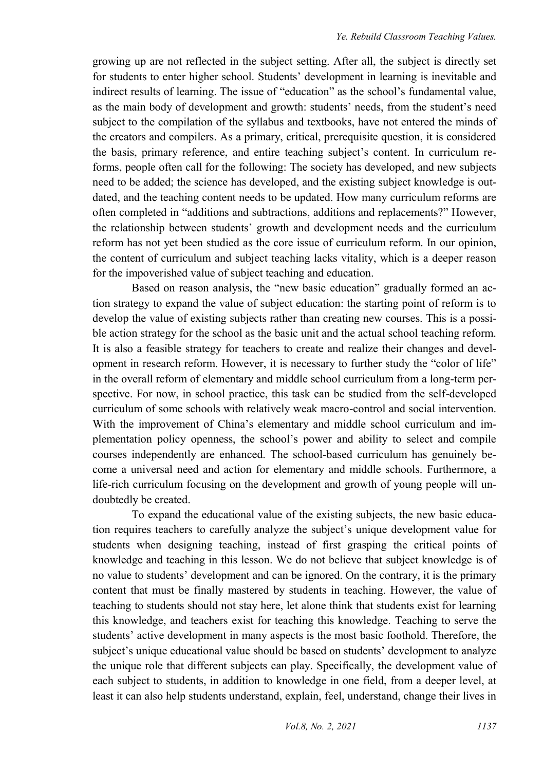growing up are not reflected in the subject setting. After all, the subject is directly set for students to enter higher school. Students' development in learning is inevitable and indirect results of learning. The issue of "education" as the school's fundamental value, as the main body of development and growth: students' needs, from the student's need subject to the compilation of the syllabus and textbooks, have not entered the minds of the creators and compilers. As a primary, critical, prerequisite question, it is considered the basis, primary reference, and entire teaching subject's content. In curriculum reforms, people often call for the following: The society has developed, and new subjects need to be added; the science has developed, and the existing subject knowledge is outdated, and the teaching content needs to be updated. How many curriculum reforms are often completed in "additions and subtractions, additions and replacements?" However, the relationship between students' growth and development needs and the curriculum reform has not yet been studied as the core issue of curriculum reform. In our opinion, the content of curriculum and subject teaching lacks vitality, which is a deeper reason for the impoverished value of subject teaching and education.

Based on reason analysis, the "new basic education" gradually formed an action strategy to expand the value of subject education: the starting point of reform is to develop the value of existing subjects rather than creating new courses. This is a possible action strategy for the school as the basic unit and the actual school teaching reform. It is also a feasible strategy for teachers to create and realize their changes and development in research reform. However, it is necessary to further study the "color of life" in the overall reform of elementary and middle school curriculum from a long-term perspective. For now, in school practice, this task can be studied from the self-developed curriculum of some schools with relatively weak macro-control and social intervention. With the improvement of China's elementary and middle school curriculum and implementation policy openness, the school's power and ability to select and compile courses independently are enhanced. The school-based curriculum has genuinely become a universal need and action for elementary and middle schools. Furthermore, a life-rich curriculum focusing on the development and growth of young people will undoubtedly be created.

To expand the educational value of the existing subjects, the new basic education requires teachers to carefully analyze the subject's unique development value for students when designing teaching, instead of first grasping the critical points of knowledge and teaching in this lesson. We do not believe that subject knowledge is of no value to students' development and can be ignored. On the contrary, it is the primary content that must be finally mastered by students in teaching. However, the value of teaching to students should not stay here, let alone think that students exist for learning this knowledge, and teachers exist for teaching this knowledge. Teaching to serve the students' active development in many aspects is the most basic foothold. Therefore, the subject's unique educational value should be based on students' development to analyze the unique role that different subjects can play. Specifically, the development value of each subject to students, in addition to knowledge in one field, from a deeper level, at least it can also help students understand, explain, feel, understand, change their lives in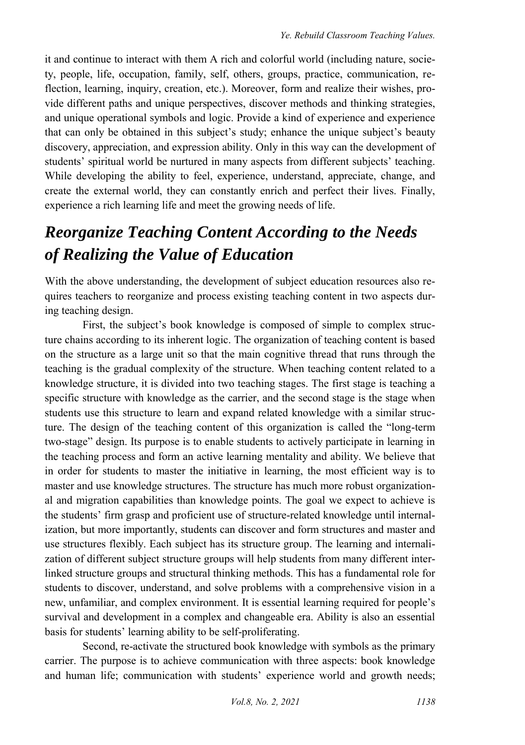it and continue to interact with them A rich and colorful world (including nature, society, people, life, occupation, family, self, others, groups, practice, communication, reflection, learning, inquiry, creation, etc.). Moreover, form and realize their wishes, provide different paths and unique perspectives, discover methods and thinking strategies, and unique operational symbols and logic. Provide a kind of experience and experience that can only be obtained in this subject's study; enhance the unique subject's beauty discovery, appreciation, and expression ability. Only in this way can the development of students' spiritual world be nurtured in many aspects from different subjects' teaching. While developing the ability to feel, experience, understand, appreciate, change, and create the external world, they can constantly enrich and perfect their lives. Finally, experience a rich learning life and meet the growing needs of life.

## *Reorganize Teaching Content According to the Needs of Realizing the Value of Education*

With the above understanding, the development of subject education resources also requires teachers to reorganize and process existing teaching content in two aspects during teaching design.

First, the subject's book knowledge is composed of simple to complex structure chains according to its inherent logic. The organization of teaching content is based on the structure as a large unit so that the main cognitive thread that runs through the teaching is the gradual complexity of the structure. When teaching content related to a knowledge structure, it is divided into two teaching stages. The first stage is teaching a specific structure with knowledge as the carrier, and the second stage is the stage when students use this structure to learn and expand related knowledge with a similar structure. The design of the teaching content of this organization is called the "long-term two-stage" design. Its purpose is to enable students to actively participate in learning in the teaching process and form an active learning mentality and ability. We believe that in order for students to master the initiative in learning, the most efficient way is to master and use knowledge structures. The structure has much more robust organizational and migration capabilities than knowledge points. The goal we expect to achieve is the students' firm grasp and proficient use of structure-related knowledge until internalization, but more importantly, students can discover and form structures and master and use structures flexibly. Each subject has its structure group. The learning and internalization of different subject structure groups will help students from many different interlinked structure groups and structural thinking methods. This has a fundamental role for students to discover, understand, and solve problems with a comprehensive vision in a new, unfamiliar, and complex environment. It is essential learning required for people's survival and development in a complex and changeable era. Ability is also an essential basis for students' learning ability to be self-proliferating.

Second, re-activate the structured book knowledge with symbols as the primary carrier. The purpose is to achieve communication with three aspects: book knowledge and human life; communication with students' experience world and growth needs;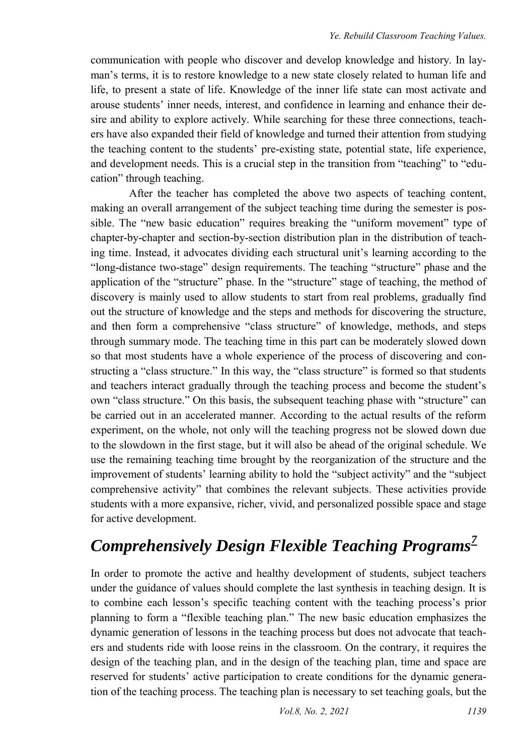communication with people who discover and develop knowledge and history. In layman's terms, it is to restore knowledge to a new state closely related to human life and life, to present a state of life. Knowledge of the inner life state can most activate and arouse students' inner needs, interest, and confidence in learning and enhance their desire and ability to explore actively. While searching for these three connections, teachers have also expanded their field of knowledge and turned their attention from studying the teaching content to the students' pre-existing state, potential state, life experience, and development needs. This is a crucial step in the transition from "teaching" to "education" through teaching.

After the teacher has completed the above two aspects of teaching content, making an overall arrangement of the subject teaching time during the semester is possible. The "new basic education" requires breaking the "uniform movement" type of chapter-by-chapter and section-by-section distribution plan in the distribution of teaching time. Instead, it advocates dividing each structural unit's learning according to the "long-distance two-stage" design requirements. The teaching "structure" phase and the application of the "structure" phase. In the "structure" stage of teaching, the method of discovery is mainly used to allow students to start from real problems, gradually find out the structure of knowledge and the steps and methods for discovering the structure, and then form a comprehensive "class structure" of knowledge, methods, and steps through summary mode. The teaching time in this part can be moderately slowed down so that most students have a whole experience of the process of discovering and constructing a "class structure." In this way, the "class structure" is formed so that students and teachers interact gradually through the teaching process and become the student's own "class structure." On this basis, the subsequent teaching phase with "structure" can be carried out in an accelerated manner. According to the actual results of the reform experiment, on the whole, not only will the teaching progress not be slowed down due to the slowdown in the first stage, but it will also be ahead of the original schedule. We use the remaining teaching time brought by the reorganization of the structure and the improvement of students' learning ability to hold the "subject activity" and the "subject comprehensive activity" that combines the relevant subjects. These activities provide students with a more expansive, richer, vivid, and personalized possible space and stage for active development.

## *Comprehensively Design Flexible Teaching Programs*[7]

In order to promote the active and healthy development of students, subject teachers under the guidance of values should complete the last synthesis in teaching design. It is to combine each lesson's specific teaching content with the teaching process's prior planning to form a "flexible teaching plan." The new basic education emphasizes the dynamic generation of lessons in the teaching process but does not advocate that teachers and students ride with loose reins in the classroom. On the contrary, it requires the design of the teaching plan, and in the design of the teaching plan, time and space are reserved for students' active participation to create conditions for the dynamic generation of the teaching process. The teaching plan is necessary to set teaching goals, but the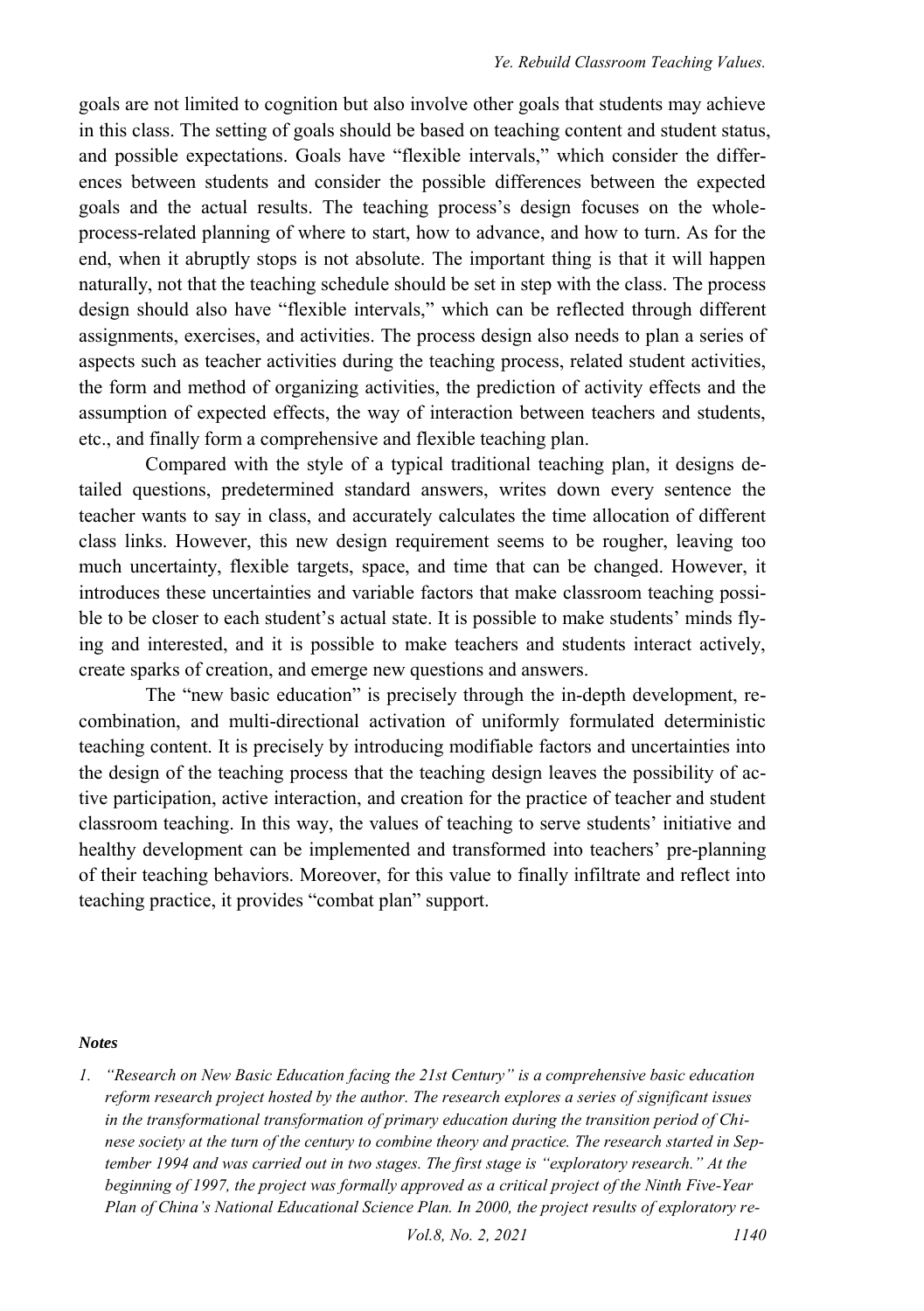goals are not limited to cognition but also involve other goals that students may achieve in this class. The setting of goals should be based on teaching content and student status, and possible expectations. Goals have "flexible intervals," which consider the differences between students and consider the possible differences between the expected goals and the actual results. The teaching process's design focuses on the whole-process-related planning of where to start, how to advance, and how to turn. As for the end, when it abruptly stops is not absolute. The important thing is that it will happen naturally, not that the teaching schedule should be set in step with the class. The process design should also have "flexible intervals," which can be reflected through different assignments, exercises, and activities. The process design also needs to plan a series of aspects such as teacher activities during the teaching process, related student activities, the form and method of organizing activities, the prediction of activity effects and the assumption of expected effects, the way of interaction between teachers and students, etc., and finally form a comprehensive and flexible teaching plan.

Compared with the style of a typical traditional teaching plan, it designs detailed questions, predetermined standard answers, writes down every sentence the teacher wants to say in class, and accurately calculates the time allocation of different class links. However, this new design requirement seems to be rougher, leaving too much uncertainty, flexible targets, space, and time that can be changed. However, it introduces these uncertainties and variable factors that make classroom teaching possible to be closer to each student's actual state. It is possible to make students' minds flying and interested, and it is possible to make teachers and students interact actively, create sparks of creation, and emerge new questions and answers.

The "new basic education" is precisely through the in-depth development, recombination, and multi-directional activation of uniformly formulated deterministic teaching content. It is precisely by introducing modifiable factors and uncertainties into the design of the teaching process that the teaching design leaves the possibility of active participation, active interaction, and creation for the practice of teacher and student classroom teaching. In this way, the values of teaching to serve students' initiative and healthy development can be implemented and transformed into teachers' pre-planning of their teaching behaviors. Moreover, for this value to finally infiltrate and reflect into teaching practice, it provides "combat plan" support.

***Notes***

1. *"Research on New Basic Education facing the 21st Century" is a comprehensive basic education reform research project hosted by the author. The research explores a series of significant issues in the transformational transformation of primary education during the transition period of Chinese society at the turn of the century to combine theory and practice. The research started in September 1994 and was carried out in two stages. The first stage is "exploratory research." At the beginning of 1997, the project was formally approved as a critical project of the Ninth Five-Year Plan of China's National Educational Science Plan. In 2000, the project results of exploratory re-*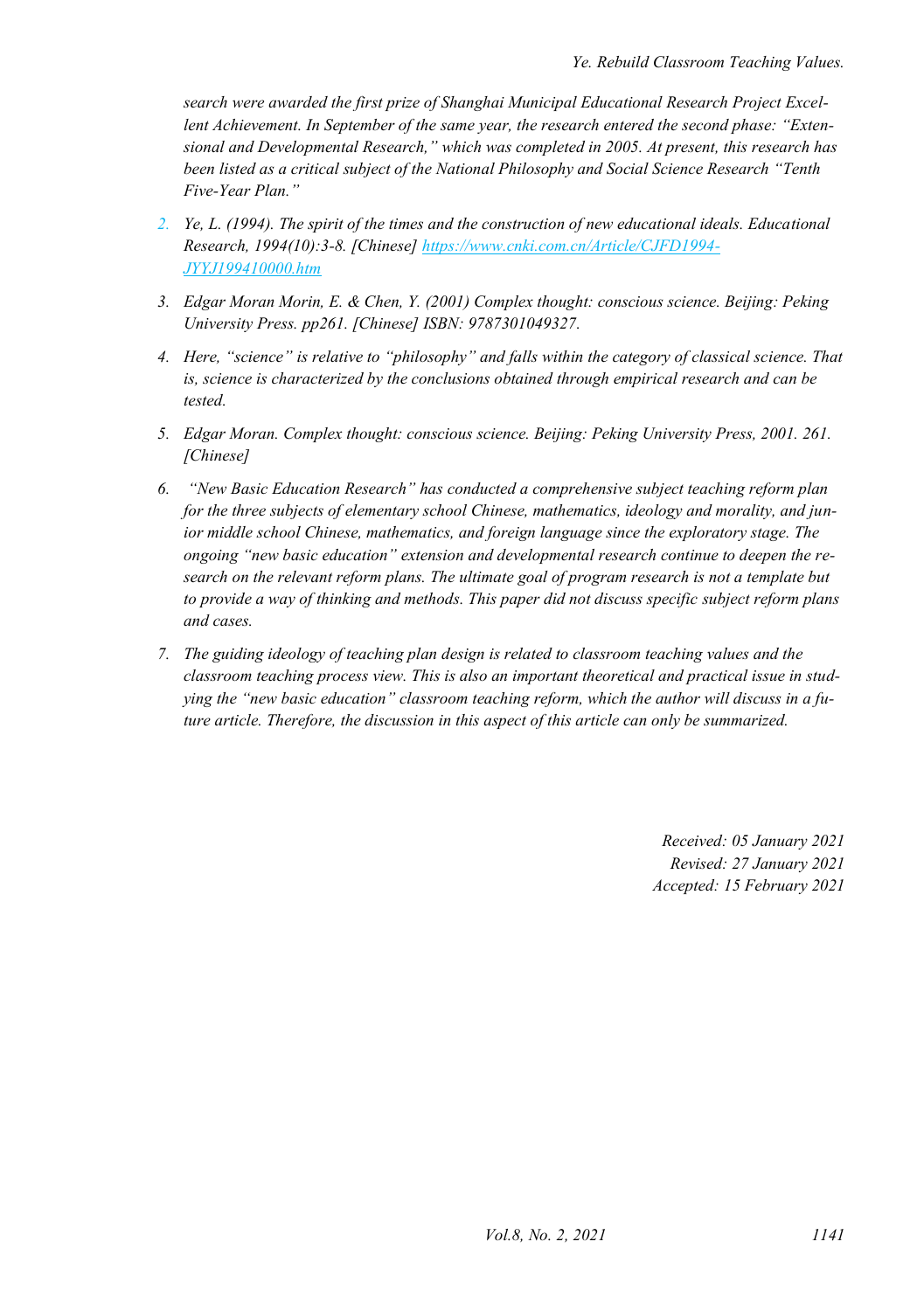*search were awarded the first prize of Shanghai Municipal Educational Research Project Excellent Achievement. In September of the same year, the research entered the second phase: "Extensional and Developmental Research," which was completed in 2005. At present, this research has been listed as a critical subject of the National Philosophy and Social Science Research "Tenth Five-Year Plan."*

2. *Ye, L. (1994). The spirit of the times and the construction of new educational ideals. Educational Research, 1994(10):3-8. [Chinese] [https://www.cnki.com.cn/Article/CJFD1994-JYYJ199410000.htm](https://www.cnki.com.cn/Article/CJFD1994-JYYJ199410000.htm)*
3. *Edgar Moran Morin, E. & Chen, Y. (2001) Complex thought: conscious science. Beijing: Peking University Press. pp261. [Chinese] ISBN: 9787301049327.*
4. *Here, "science" is relative to "philosophy" and falls within the category of classical science. That is, science is characterized by the conclusions obtained through empirical research and can be tested.*
5. *Edgar Moran. Complex thought: conscious science. Beijing: Peking University Press, 2001. 261. [Chinese]*
6. *"New Basic Education Research" has conducted a comprehensive subject teaching reform plan for the three subjects of elementary school Chinese, mathematics, ideology and morality, and junior middle school Chinese, mathematics, and foreign language since the exploratory stage. The ongoing "new basic education" extension and developmental research continue to deepen the research on the relevant reform plans. The ultimate goal of program research is not a template but to provide a way of thinking and methods. This paper did not discuss specific subject reform plans and cases.*
7. *The guiding ideology of teaching plan design is related to classroom teaching values and the classroom teaching process view. This is also an important theoretical and practical issue in studying the "new basic education" classroom teaching reform, which the author will discuss in a future article. Therefore, the discussion in this aspect of this article can only be summarized.*

*Received: 05 January 2021*
*Revised: 27 January 2021*
*Accepted: 15 February 2021*